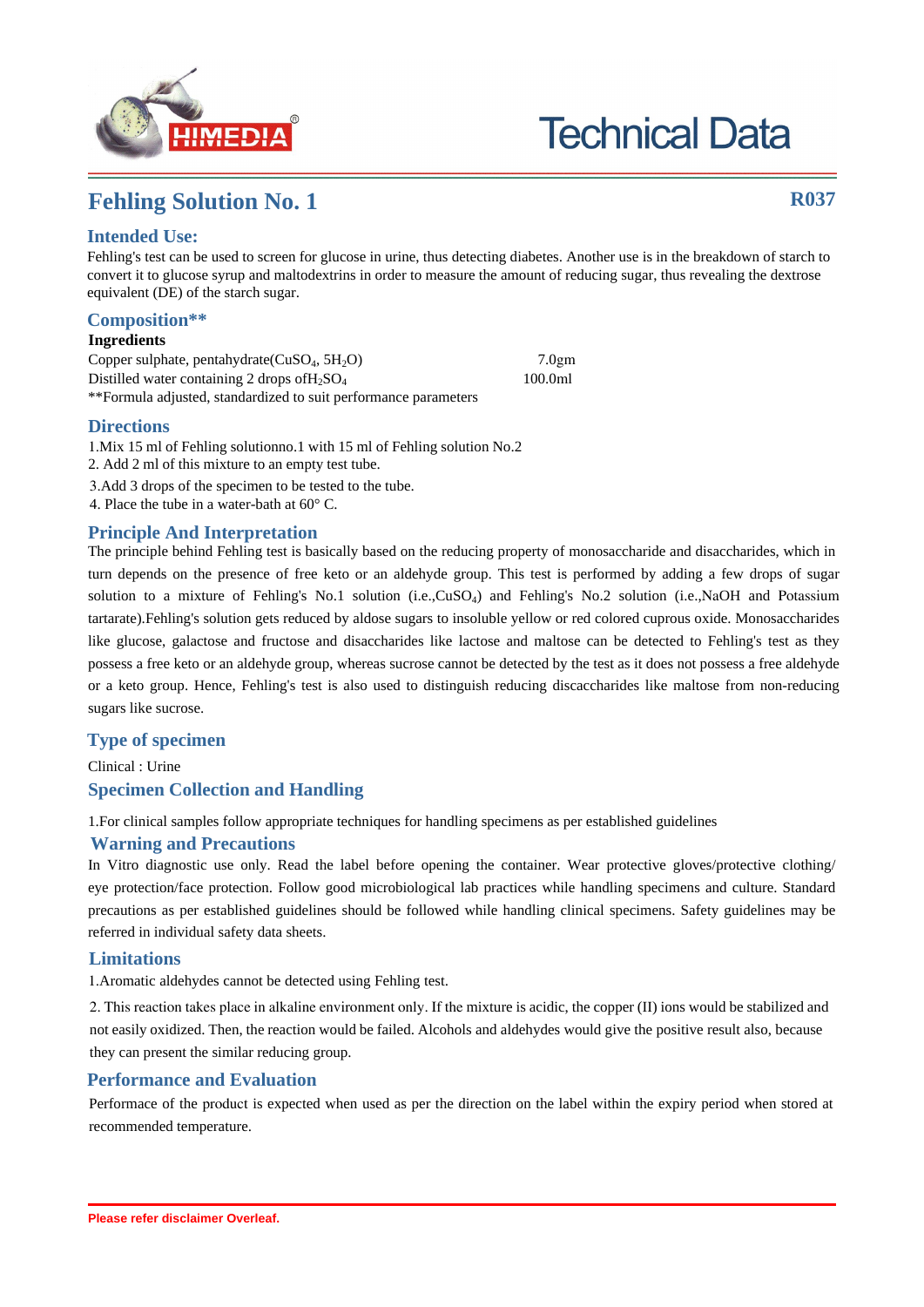# Technical Data

## Fehling Solution No. 1

**R037**

### Intended Use:

Fehling's test can be used to screen for glucose in urine, thus detecting diabetes. Another use is in the breakdown of starch to convert it to glucose syrup and maltodextrins in order to measure the amount of reducing sugar, thus revealing the dextrose equivalent (DE) of the starch sugar.

### Composition**

**Ingredients**

| | |
|---|---|
| Copper sulphate, pentahydrate($CuSO_4$, $5H_2O$) | 7.0gm |
| Distilled water containing 2 drops of$H_2SO_4$ | 100.0ml |

**Formula adjusted, standardized to suit performance parameters

### Directions

1.Mix 15 ml of Fehling solutionno.1 with 15 ml of Fehling solution No.2

2. Add 2 ml of this mixture to an empty test tube.

3.Add 3 drops of the specimen to be tested to the tube.

4. Place the tube in a water-bath at 60° C.

### Principle And Interpretation

The principle behind Fehling test is basically based on the reducing property of monosaccharide and disaccharides, which in turn depends on the presence of free keto or an aldehyde group. This test is performed by adding a few drops of sugar solution to a mixture of Fehling's No.1 solution (i.e.,$CuSO_4$) and Fehling's No.2 solution (i.e.,NaOH and Potassium tartarate).Fehling's solution gets reduced by aldose sugars to insoluble yellow or red colored cuprous oxide. Monosaccharides like glucose, galactose and fructose and disaccharides like lactose and maltose can be detected to Fehling's test as they possess a free keto or an aldehyde group, whereas sucrose cannot be detected by the test as it does not possess a free aldehyde or a keto group. Hence, Fehling's test is also used to distinguish reducing discaccharides like maltose from non-reducing sugars like sucrose.

### Type of specimen

Clinical : Urine

### Specimen Collection and Handling

1.For clinical samples follow appropriate techniques for handling specimens as per established guidelines

### Warning and Precautions

In Vitro diagnostic use only. Read the label before opening the container. Wear protective gloves/protective clothing/ eye protection/face protection. Follow good microbiological lab practices while handling specimens and culture. Standard precautions as per established guidelines should be followed while handling clinical specimens. Safety guidelines may be referred in individual safety data sheets.

### Limitations

1.Aromatic aldehydes cannot be detected using Fehling test.

2. This reaction takes place in alkaline environment only. If the mixture is acidic, the copper (II) ions would be stabilized and not easily oxidized. Then, the reaction would be failed. Alcohols and aldehydes would give the positive result also, because they can present the similar reducing group.

### Performance and Evaluation

Performace of the product is expected when used as per the direction on the label within the expiry period when stored at recommended temperature.

**Please refer disclaimer Overleaf.**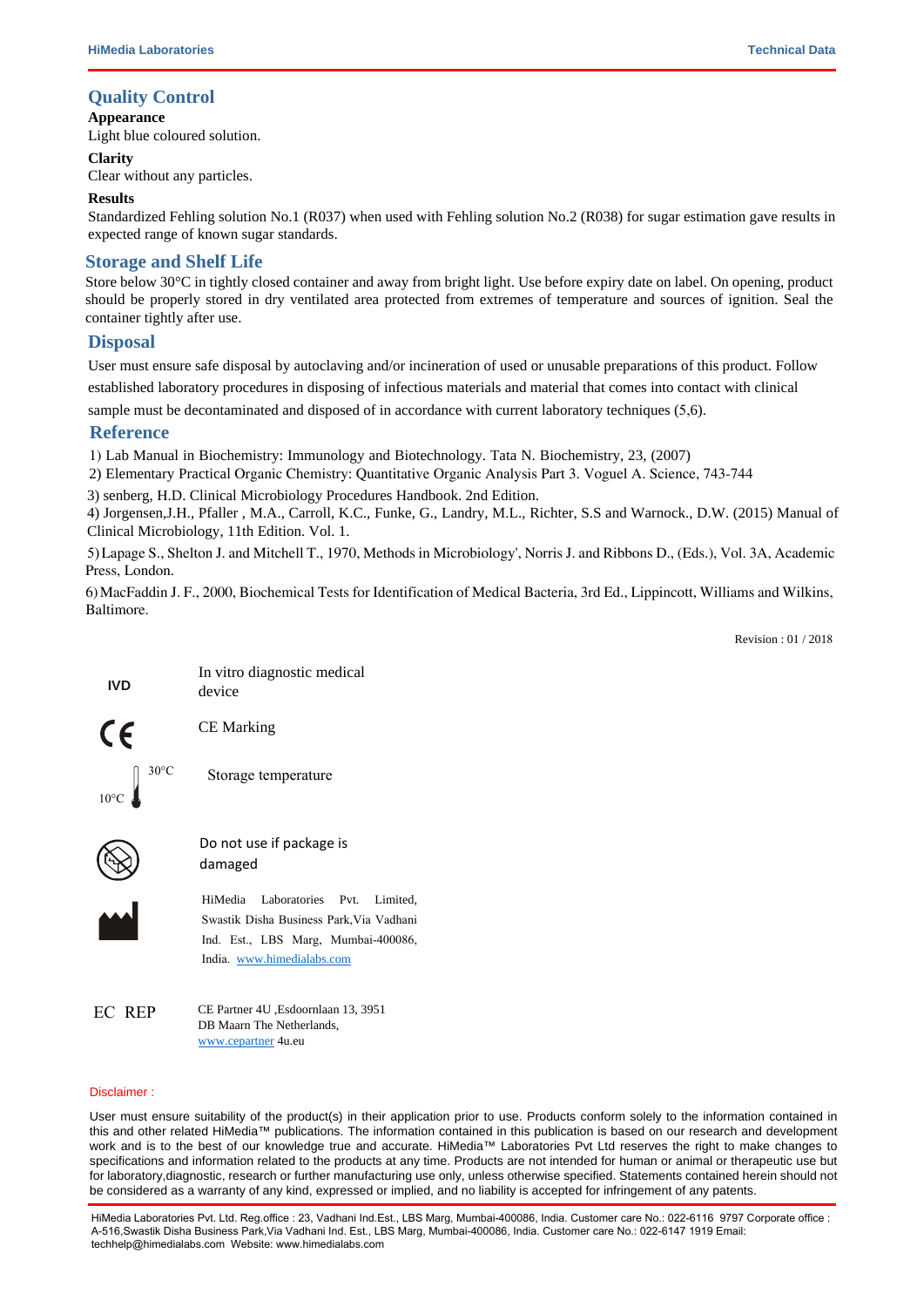## Quality Control

**Appearance**

Light blue coloured solution.

**Clarity**

Clear without any particles.

**Results**

Standardized Fehling solution No.1 (R037) when used with Fehling solution No.2 (R038) for sugar estimation gave results in expected range of known sugar standards.

## Storage and Shelf Life

Store below 30°C in tightly closed container and away from bright light. Use before expiry date on label. On opening, product should be properly stored in dry ventilated area protected from extremes of temperature and sources of ignition. Seal the container tightly after use.

## Disposal

User must ensure safe disposal by autoclaving and/or incineration of used or unusable preparations of this product. Follow established laboratory procedures in disposing of infectious materials and material that comes into contact with clinical sample must be decontaminated and disposed of in accordance with current laboratory techniques (5,6).

## Reference

1) Lab Manual in Biochemistry: Immunology and Biotechnology. Tata N. Biochemistry, 23, (2007)
2) Elementary Practical Organic Chemistry: Quantitative Organic Analysis Part 3. Voguel A. Science, 743-744
3) senberg, H.D. Clinical Microbiology Procedures Handbook. 2nd Edition.
4) Jorgensen,J.H., Pfaller , M.A., Carroll, K.C., Funke, G., Landry, M.L., Richter, S.S and Warnock., D.W. (2015) Manual of Clinical Microbiology, 11th Edition. Vol. 1.
5) Lapage S., Shelton J. and Mitchell T., 1970, Methods in Microbiology', Norris J. and Ribbons D., (Eds.), Vol. 3A, Academic Press, London.
6) MacFaddin J. F., 2000, Biochemical Tests for Identification of Medical Bacteria, 3rd Ed., Lippincott, Williams and Wilkins, Baltimore.

Revision : 01 / 2018

| | |
|---|---|
| IVD | In vitro diagnostic medical device |
| CE | CE Marking |
| 10°C – 30°C | Storage temperature |
| | Do not use if package is damaged |
| | HiMedia Laboratories Pvt. Limited, Swastik Disha Business Park,Via Vadhani Ind. Est., LBS Marg, Mumbai-400086, India. www.himedialabs.com |
| EC REP | CE Partner 4U ,Esdoornlaan 13, 3951 DB Maarn The Netherlands, www.cepartner 4u.eu |

Disclaimer :

User must ensure suitability of the product(s) in their application prior to use. Products conform solely to the information contained in this and other related HiMedia™ publications. The information contained in this publication is based on our research and development work and is to the best of our knowledge true and accurate. HiMedia™ Laboratories Pvt Ltd reserves the right to make changes to specifications and information related to the products at any time. Products are not intended for human or animal or therapeutic use but for laboratory,diagnostic, research or further manufacturing use only, unless otherwise specified. Statements contained herein should not be considered as a warranty of any kind, expressed or implied, and no liability is accepted for infringement of any patents.

HiMedia Laboratories Pvt. Ltd. Reg.office : 23, Vadhani Ind.Est., LBS Marg, Mumbai-400086, India. Customer care No.: 022-6116 9797 Corporate office : A-516,Swastik Disha Business Park,Via Vadhani Ind. Est., LBS Marg, Mumbai-400086, India. Customer care No.: 022-6147 1919 Email: techhelp@himedialabs.com Website: www.himedialabs.com